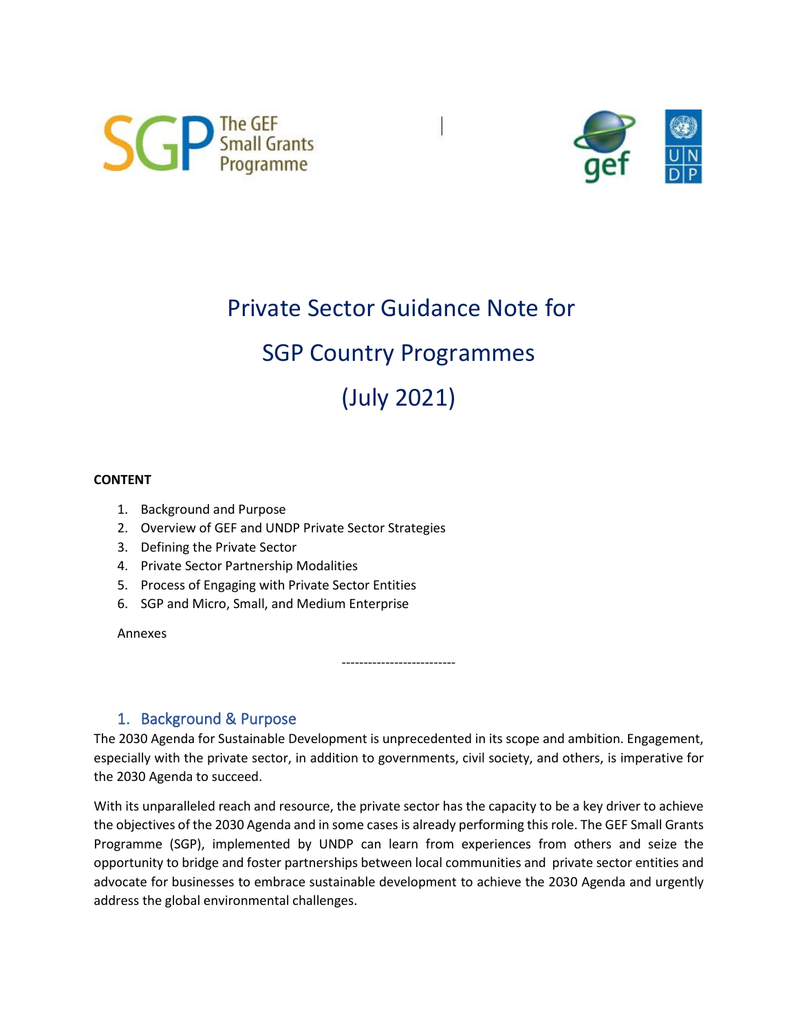# Private Sector Guidance Note for SGP Country Programmes (July 2021)

**CONTENT**

1. Background and Purpose
2. Overview of GEF and UNDP Private Sector Strategies
3. Defining the Private Sector
4. Private Sector Partnership Modalities
5. Process of Engaging with Private Sector Entities
6. SGP and Micro, Small, and Medium Enterprise

Annexes

--------------------------

## 1. Background & Purpose

The 2030 Agenda for Sustainable Development is unprecedented in its scope and ambition. Engagement, especially with the private sector, in addition to governments, civil society, and others, is imperative for the 2030 Agenda to succeed.

With its unparalleled reach and resource, the private sector has the capacity to be a key driver to achieve the objectives of the 2030 Agenda and in some cases is already performing this role. The GEF Small Grants Programme (SGP), implemented by UNDP can learn from experiences from others and seize the opportunity to bridge and foster partnerships between local communities and private sector entities and advocate for businesses to embrace sustainable development to achieve the 2030 Agenda and urgently address the global environmental challenges.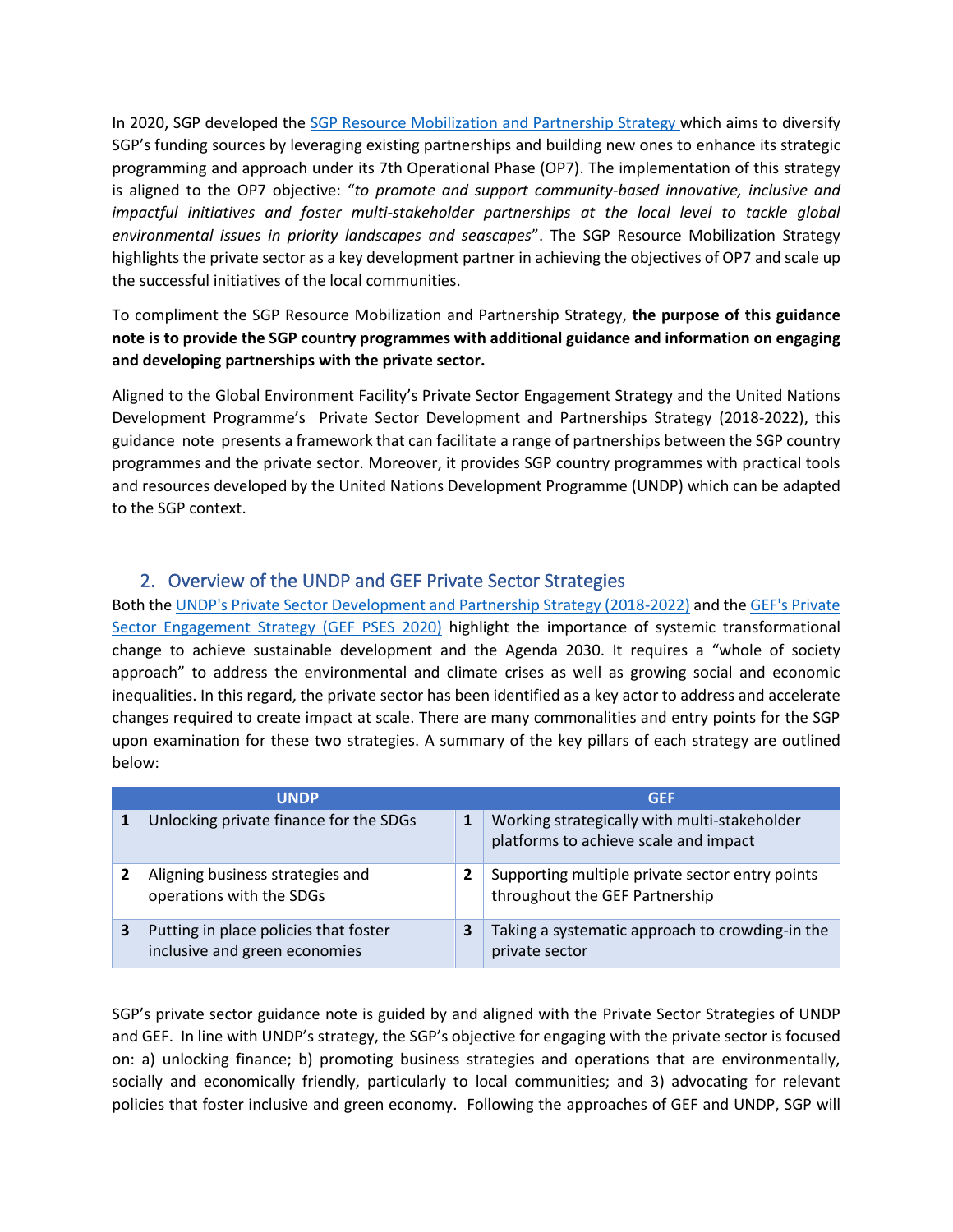In 2020, SGP developed the [SGP Resource Mobilization and Partnership Strategy](#) which aims to diversify SGP's funding sources by leveraging existing partnerships and building new ones to enhance its strategic programming and approach under its 7th Operational Phase (OP7). The implementation of this strategy is aligned to the OP7 objective: "*to promote and support community-based innovative, inclusive and impactful initiatives and foster multi-stakeholder partnerships at the local level to tackle global environmental issues in priority landscapes and seascapes*". The SGP Resource Mobilization Strategy highlights the private sector as a key development partner in achieving the objectives of OP7 and scale up the successful initiatives of the local communities.

To compliment the SGP Resource Mobilization and Partnership Strategy, **the purpose of this guidance note is to provide the SGP country programmes with additional guidance and information on engaging and developing partnerships with the private sector.**

Aligned to the Global Environment Facility's Private Sector Engagement Strategy and the United Nations Development Programme's Private Sector Development and Partnerships Strategy (2018-2022), this guidance note presents a framework that can facilitate a range of partnerships between the SGP country programmes and the private sector. Moreover, it provides SGP country programmes with practical tools and resources developed by the United Nations Development Programme (UNDP) which can be adapted to the SGP context.

## 2. Overview of the UNDP and GEF Private Sector Strategies

Both the [UNDP's Private Sector Development and Partnership Strategy (2018-2022)](#) and the [GEF's Private Sector Engagement Strategy (GEF PSES 2020)](#) highlight the importance of systemic transformational change to achieve sustainable development and the Agenda 2030. It requires a "whole of society approach" to address the environmental and climate crises as well as growing social and economic inequalities. In this regard, the private sector has been identified as a key actor to address and accelerate changes required to create impact at scale. There are many commonalities and entry points for the SGP upon examination for these two strategies. A summary of the key pillars of each strategy are outlined below:

| | UNDP | | GEF |
|---|---|---|---|
| 1 | Unlocking private finance for the SDGs | 1 | Working strategically with multi-stakeholder platforms to achieve scale and impact |
| 2 | Aligning business strategies and operations with the SDGs | 2 | Supporting multiple private sector entry points throughout the GEF Partnership |
| 3 | Putting in place policies that foster inclusive and green economies | 3 | Taking a systematic approach to crowding-in the private sector |

SGP's private sector guidance note is guided by and aligned with the Private Sector Strategies of UNDP and GEF. In line with UNDP's strategy, the SGP's objective for engaging with the private sector is focused on: a) unlocking finance; b) promoting business strategies and operations that are environmentally, socially and economically friendly, particularly to local communities; and 3) advocating for relevant policies that foster inclusive and green economy. Following the approaches of GEF and UNDP, SGP will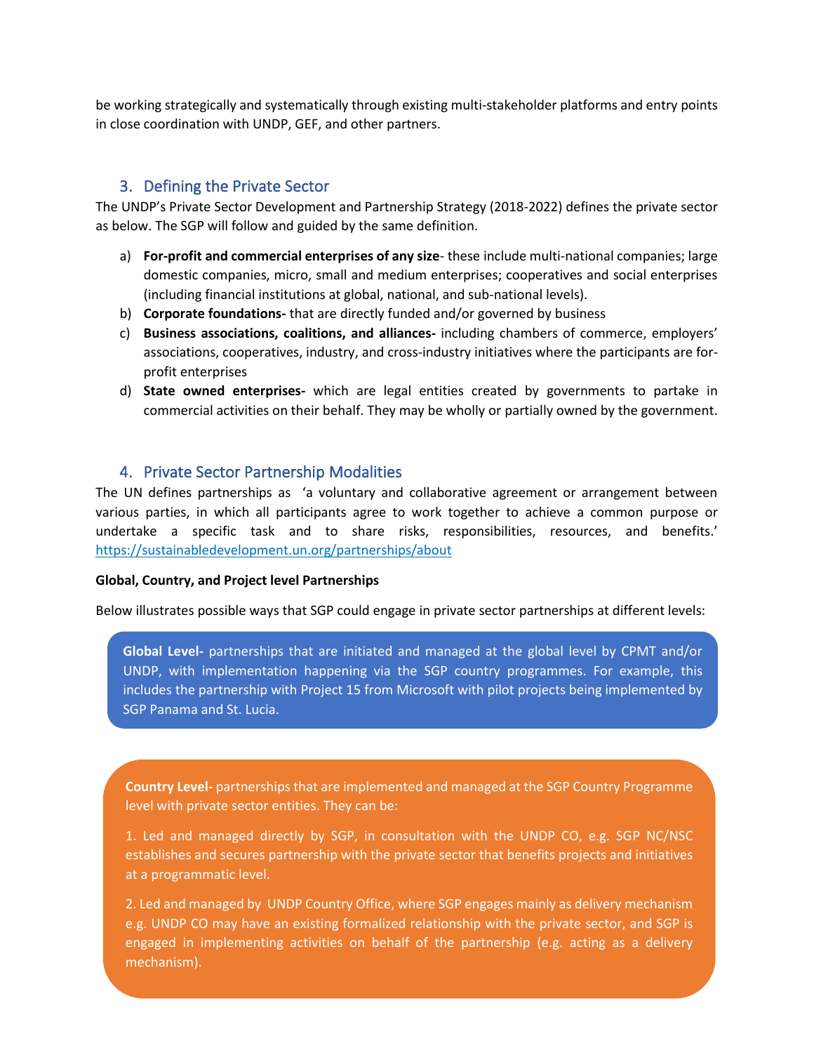be working strategically and systematically through existing multi-stakeholder platforms and entry points in close coordination with UNDP, GEF, and other partners.

## 3. Defining the Private Sector

The UNDP's Private Sector Development and Partnership Strategy (2018-2022) defines the private sector as below. The SGP will follow and guided by the same definition.

a) **For-profit and commercial enterprises of any size**- these include multi-national companies; large domestic companies, micro, small and medium enterprises; cooperatives and social enterprises (including financial institutions at global, national, and sub-national levels).
b) **Corporate foundations-** that are directly funded and/or governed by business
c) **Business associations, coalitions, and alliances-** including chambers of commerce, employers' associations, cooperatives, industry, and cross-industry initiatives where the participants are for-profit enterprises
d) **State owned enterprises-** which are legal entities created by governments to partake in commercial activities on their behalf. They may be wholly or partially owned by the government.

## 4. Private Sector Partnership Modalities

The UN defines partnerships as 'a voluntary and collaborative agreement or arrangement between various parties, in which all participants agree to work together to achieve a common purpose or undertake a specific task and to share risks, responsibilities, resources, and benefits.' https://sustainabledevelopment.un.org/partnerships/about

**Global, Country, and Project level Partnerships**

Below illustrates possible ways that SGP could engage in private sector partnerships at different levels:

**Global Level-** partnerships that are initiated and managed at the global level by CPMT and/or UNDP, with implementation happening via the SGP country programmes. For example, this includes the partnership with Project 15 from Microsoft with pilot projects being implemented by SGP Panama and St. Lucia.

**Country Level-** partnerships that are implemented and managed at the SGP Country Programme level with private sector entities. They can be:

1. Led and managed directly by SGP, in consultation with the UNDP CO, e.g. SGP NC/NSC establishes and secures partnership with the private sector that benefits projects and initiatives at a programmatic level.

2. Led and managed by UNDP Country Office, where SGP engages mainly as delivery mechanism e.g. UNDP CO may have an existing formalized relationship with the private sector, and SGP is engaged in implementing activities on behalf of the partnership (e.g. acting as a delivery mechanism).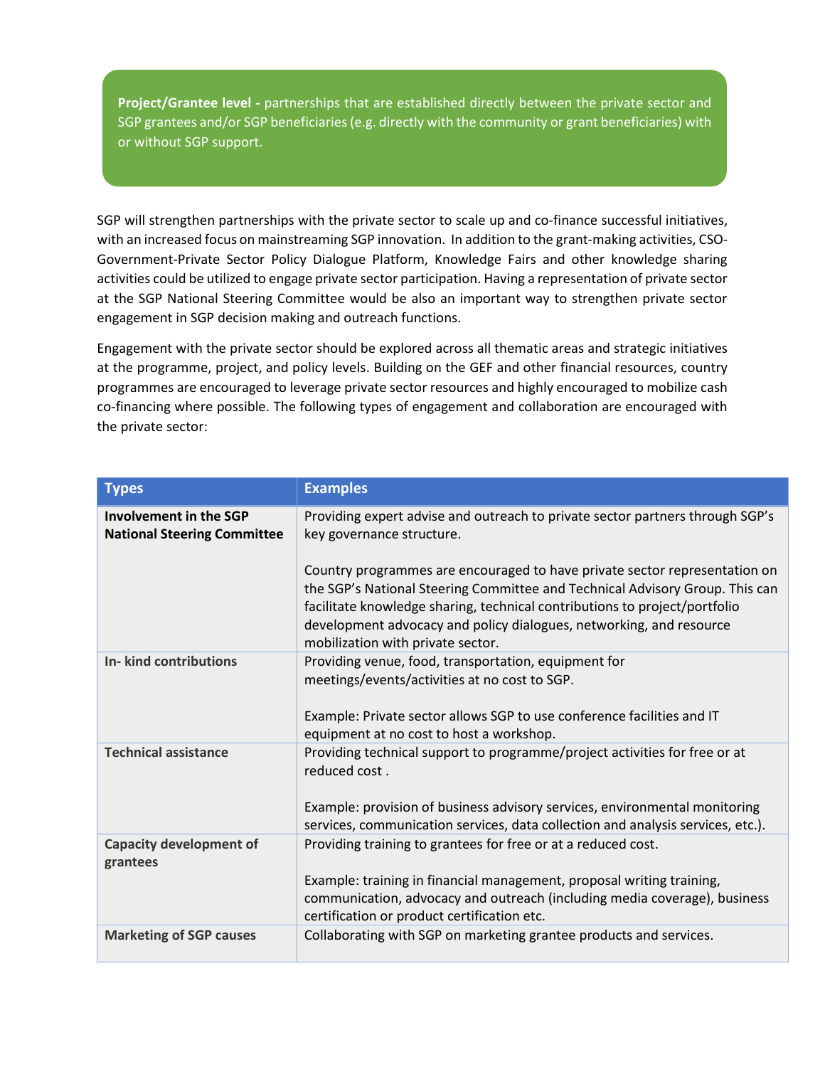**Project/Grantee level -** partnerships that are established directly between the private sector and SGP grantees and/or SGP beneficiaries (e.g. directly with the community or grant beneficiaries) with or without SGP support.

SGP will strengthen partnerships with the private sector to scale up and co-finance successful initiatives, with an increased focus on mainstreaming SGP innovation. In addition to the grant-making activities, CSO-Government-Private Sector Policy Dialogue Platform, Knowledge Fairs and other knowledge sharing activities could be utilized to engage private sector participation. Having a representation of private sector at the SGP National Steering Committee would be also an important way to strengthen private sector engagement in SGP decision making and outreach functions.

Engagement with the private sector should be explored across all thematic areas and strategic initiatives at the programme, project, and policy levels. Building on the GEF and other financial resources, country programmes are encouraged to leverage private sector resources and highly encouraged to mobilize cash co-financing where possible. The following types of engagement and collaboration are encouraged with the private sector:

| Types | Examples |
|---|---|
| **Involvement in the SGP National Steering Committee** | Providing expert advise and outreach to private sector partners through SGP's key governance structure.<br><br>Country programmes are encouraged to have private sector representation on the SGP's National Steering Committee and Technical Advisory Group. This can facilitate knowledge sharing, technical contributions to project/portfolio development advocacy and policy dialogues, networking, and resource mobilization with private sector. |
| **In- kind contributions** | Providing venue, food, transportation, equipment for meetings/events/activities at no cost to SGP.<br><br>Example: Private sector allows SGP to use conference facilities and IT equipment at no cost to host a workshop. |
| **Technical assistance** | Providing technical support to programme/project activities for free or at reduced cost .<br><br>Example: provision of business advisory services, environmental monitoring services, communication services, data collection and analysis services, etc.). |
| **Capacity development of grantees** | Providing training to grantees for free or at a reduced cost.<br><br>Example: training in financial management, proposal writing training, communication, advocacy and outreach (including media coverage), business certification or product certification etc. |
| **Marketing of SGP causes** | Collaborating with SGP on marketing grantee products and services. |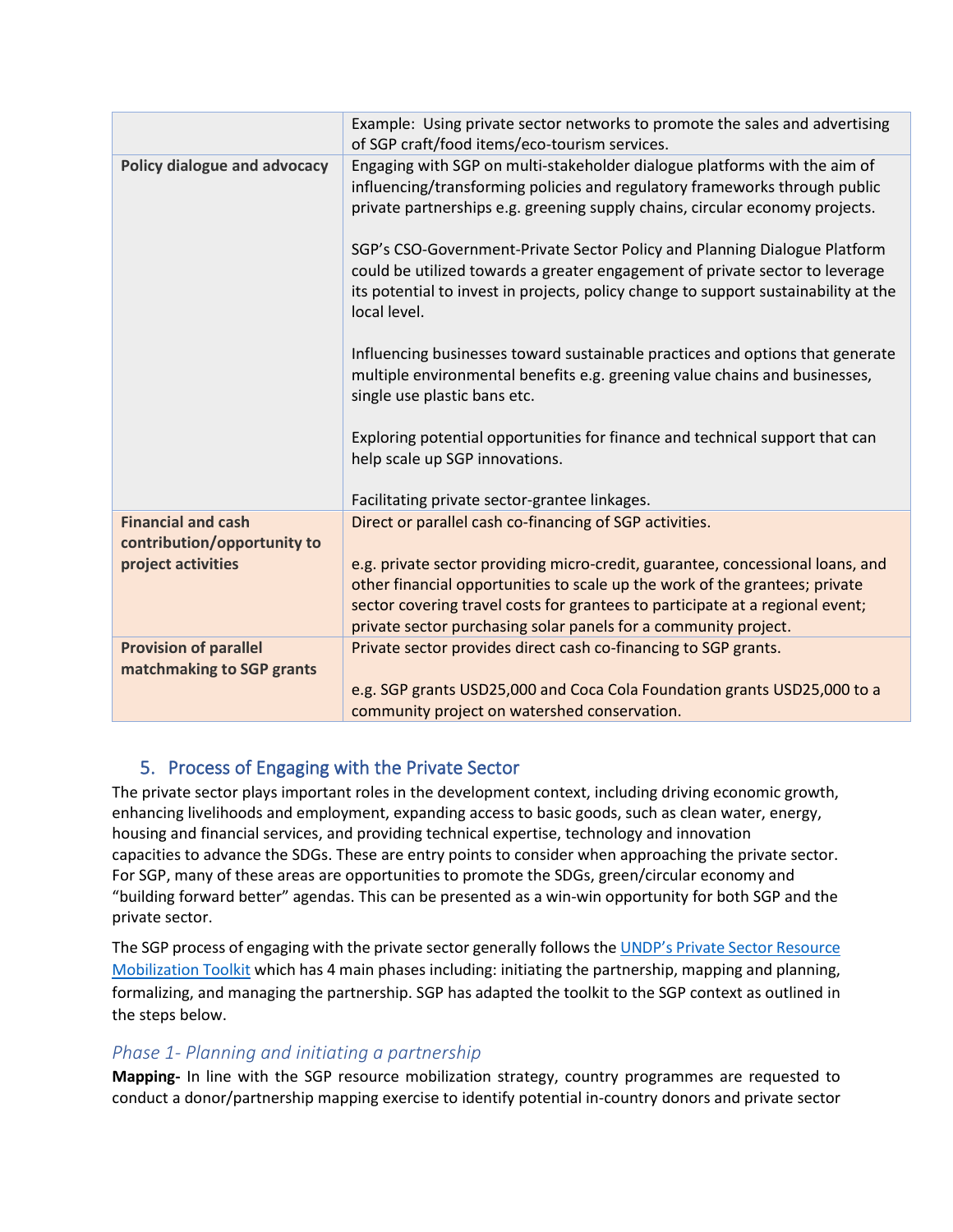| | |
|---|---|
| | Example: Using private sector networks to promote the sales and advertising of SGP craft/food items/eco-tourism services. |
| **Policy dialogue and advocacy** | Engaging with SGP on multi-stakeholder dialogue platforms with the aim of influencing/transforming policies and regulatory frameworks through public private partnerships e.g. greening supply chains, circular economy projects.<br><br>SGP's CSO-Government-Private Sector Policy and Planning Dialogue Platform could be utilized towards a greater engagement of private sector to leverage its potential to invest in projects, policy change to support sustainability at the local level.<br><br>Influencing businesses toward sustainable practices and options that generate multiple environmental benefits e.g. greening value chains and businesses, single use plastic bans etc.<br><br>Exploring potential opportunities for finance and technical support that can help scale up SGP innovations.<br><br>Facilitating private sector-grantee linkages. |
| **Financial and cash contribution/opportunity to project activities** | Direct or parallel cash co-financing of SGP activities.<br><br>e.g. private sector providing micro-credit, guarantee, concessional loans, and other financial opportunities to scale up the work of the grantees; private sector covering travel costs for grantees to participate at a regional event; private sector purchasing solar panels for a community project. |
| **Provision of parallel matchmaking to SGP grants** | Private sector provides direct cash co-financing to SGP grants.<br><br>e.g. SGP grants USD25,000 and Coca Cola Foundation grants USD25,000 to a community project on watershed conservation. |

## 5. Process of Engaging with the Private Sector

The private sector plays important roles in the development context, including driving economic growth, enhancing livelihoods and employment, expanding access to basic goods, such as clean water, energy, housing and financial services, and providing technical expertise, technology and innovation capacities to advance the SDGs. These are entry points to consider when approaching the private sector. For SGP, many of these areas are opportunities to promote the SDGs, green/circular economy and "building forward better" agendas. This can be presented as a win-win opportunity for both SGP and the private sector.

The SGP process of engaging with the private sector generally follows the [UNDP's Private Sector Resource Mobilization Toolkit](#) which has 4 main phases including: initiating the partnership, mapping and planning, formalizing, and managing the partnership. SGP has adapted the toolkit to the SGP context as outlined in the steps below.

### *Phase 1- Planning and initiating a partnership*

**Mapping-** In line with the SGP resource mobilization strategy, country programmes are requested to conduct a donor/partnership mapping exercise to identify potential in-country donors and private sector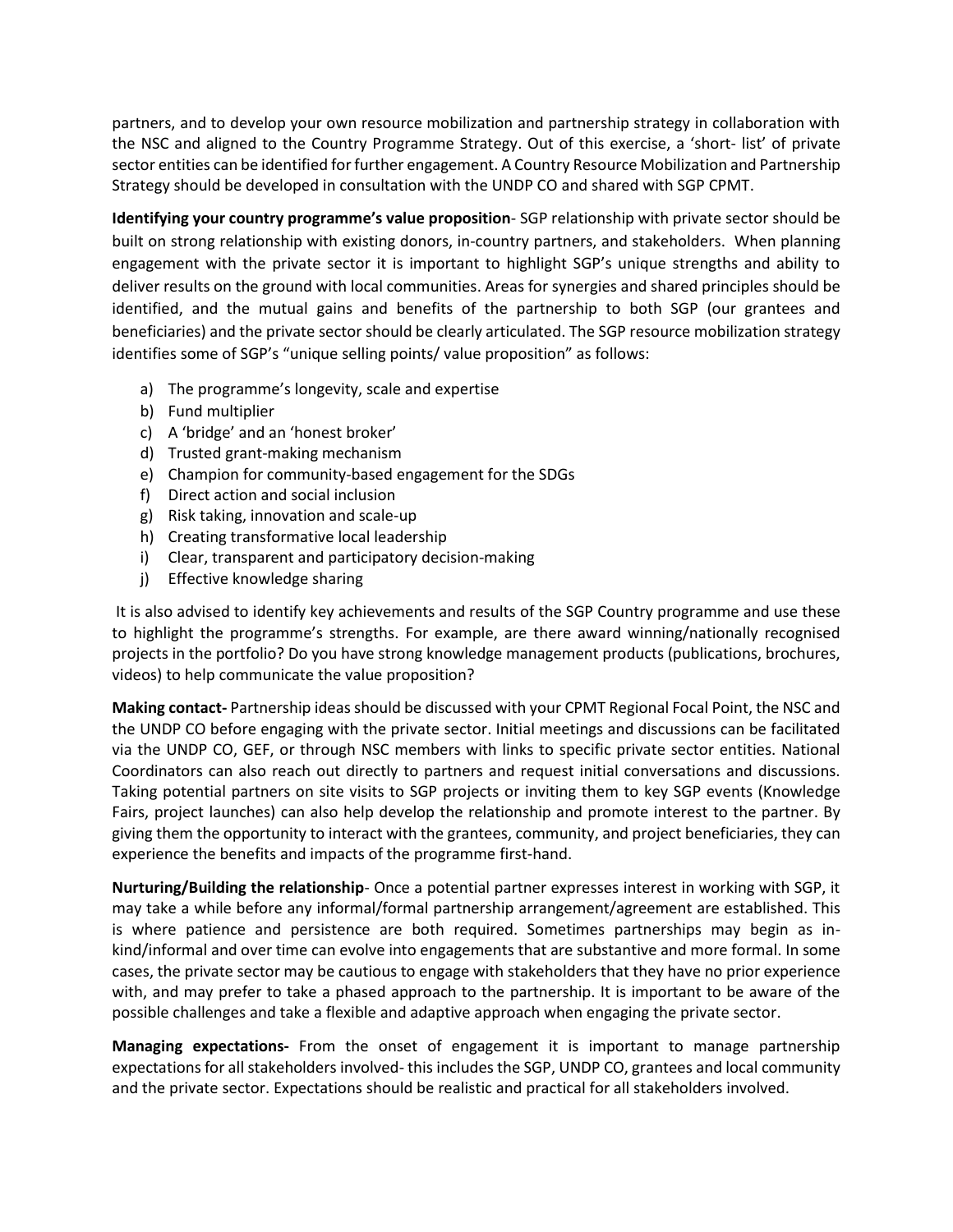partners, and to develop your own resource mobilization and partnership strategy in collaboration with the NSC and aligned to the Country Programme Strategy. Out of this exercise, a 'short- list' of private sector entities can be identified for further engagement. A Country Resource Mobilization and Partnership Strategy should be developed in consultation with the UNDP CO and shared with SGP CPMT.

**Identifying your country programme's value proposition**- SGP relationship with private sector should be built on strong relationship with existing donors, in-country partners, and stakeholders. When planning engagement with the private sector it is important to highlight SGP's unique strengths and ability to deliver results on the ground with local communities. Areas for synergies and shared principles should be identified, and the mutual gains and benefits of the partnership to both SGP (our grantees and beneficiaries) and the private sector should be clearly articulated. The SGP resource mobilization strategy identifies some of SGP's "unique selling points/ value proposition" as follows:

a) The programme's longevity, scale and expertise
b) Fund multiplier
c) A 'bridge' and an 'honest broker'
d) Trusted grant-making mechanism
e) Champion for community-based engagement for the SDGs
f) Direct action and social inclusion
g) Risk taking, innovation and scale-up
h) Creating transformative local leadership
i) Clear, transparent and participatory decision-making
j) Effective knowledge sharing

It is also advised to identify key achievements and results of the SGP Country programme and use these to highlight the programme's strengths. For example, are there award winning/nationally recognised projects in the portfolio? Do you have strong knowledge management products (publications, brochures, videos) to help communicate the value proposition?

**Making contact-** Partnership ideas should be discussed with your CPMT Regional Focal Point, the NSC and the UNDP CO before engaging with the private sector. Initial meetings and discussions can be facilitated via the UNDP CO, GEF, or through NSC members with links to specific private sector entities. National Coordinators can also reach out directly to partners and request initial conversations and discussions. Taking potential partners on site visits to SGP projects or inviting them to key SGP events (Knowledge Fairs, project launches) can also help develop the relationship and promote interest to the partner. By giving them the opportunity to interact with the grantees, community, and project beneficiaries, they can experience the benefits and impacts of the programme first-hand.

**Nurturing/Building the relationship**- Once a potential partner expresses interest in working with SGP, it may take a while before any informal/formal partnership arrangement/agreement are established. This is where patience and persistence are both required. Sometimes partnerships may begin as in-kind/informal and over time can evolve into engagements that are substantive and more formal. In some cases, the private sector may be cautious to engage with stakeholders that they have no prior experience with, and may prefer to take a phased approach to the partnership. It is important to be aware of the possible challenges and take a flexible and adaptive approach when engaging the private sector.

**Managing expectations-** From the onset of engagement it is important to manage partnership expectations for all stakeholders involved- this includes the SGP, UNDP CO, grantees and local community and the private sector. Expectations should be realistic and practical for all stakeholders involved.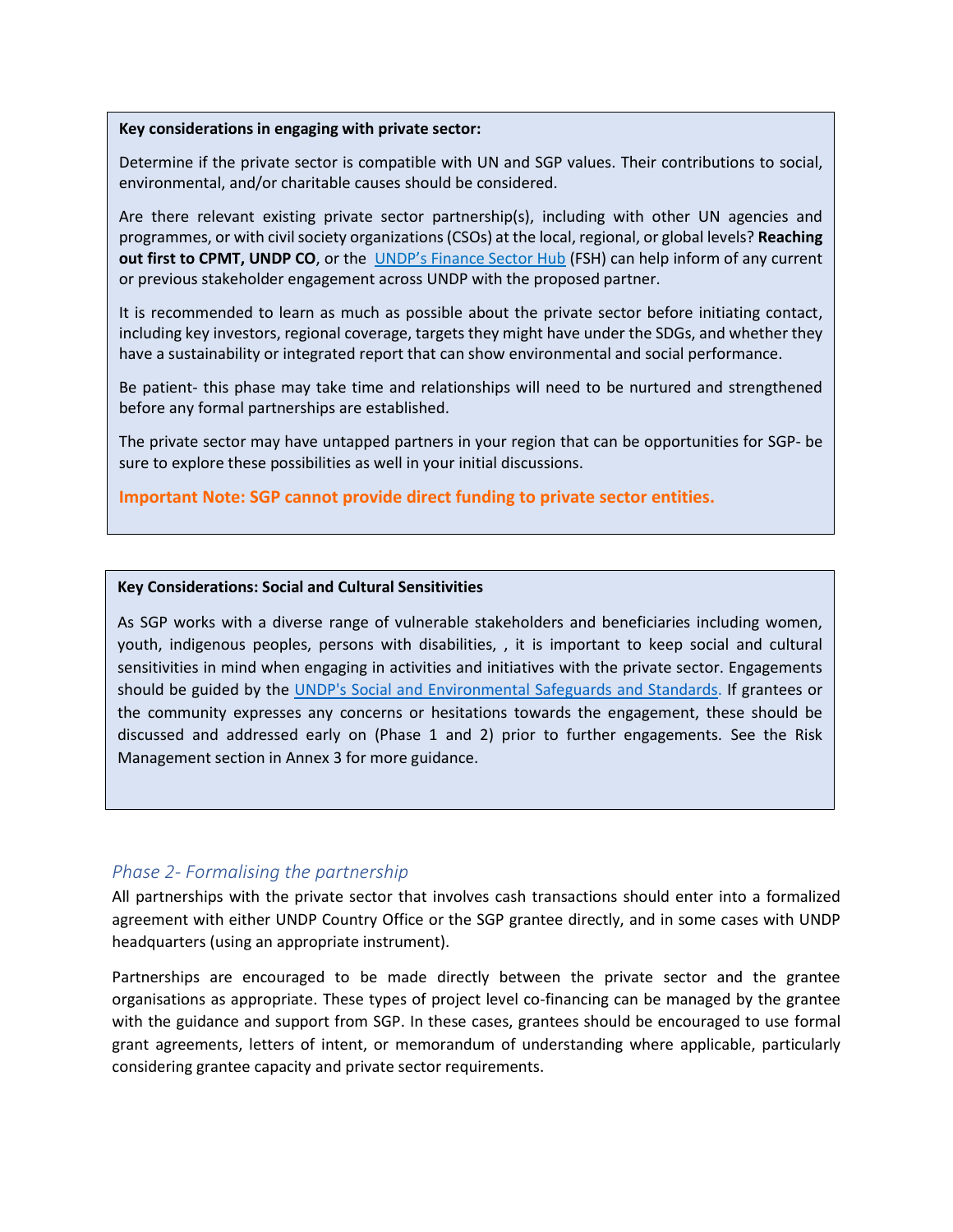**Key considerations in engaging with private sector:**

Determine if the private sector is compatible with UN and SGP values. Their contributions to social, environmental, and/or charitable causes should be considered.

Are there relevant existing private sector partnership(s), including with other UN agencies and programmes, or with civil society organizations (CSOs) at the local, regional, or global levels? **Reaching out first to CPMT, UNDP CO**, or the [UNDP's Finance Sector Hub](#) (FSH) can help inform of any current or previous stakeholder engagement across UNDP with the proposed partner.

It is recommended to learn as much as possible about the private sector before initiating contact, including key investors, regional coverage, targets they might have under the SDGs, and whether they have a sustainability or integrated report that can show environmental and social performance.

Be patient- this phase may take time and relationships will need to be nurtured and strengthened before any formal partnerships are established.

The private sector may have untapped partners in your region that can be opportunities for SGP- be sure to explore these possibilities as well in your initial discussions.

**Important Note: SGP cannot provide direct funding to private sector entities.**

**Key Considerations: Social and Cultural Sensitivities**

As SGP works with a diverse range of vulnerable stakeholders and beneficiaries including women, youth, indigenous peoples, persons with disabilities, , it is important to keep social and cultural sensitivities in mind when engaging in activities and initiatives with the private sector. Engagements should be guided by the [UNDP's Social and Environmental Safeguards and Standards](#). If grantees or the community expresses any concerns or hesitations towards the engagement, these should be discussed and addressed early on (Phase 1 and 2) prior to further engagements. See the Risk Management section in Annex 3 for more guidance.

### *Phase 2- Formalising the partnership*

All partnerships with the private sector that involves cash transactions should enter into a formalized agreement with either UNDP Country Office or the SGP grantee directly, and in some cases with UNDP headquarters (using an appropriate instrument).

Partnerships are encouraged to be made directly between the private sector and the grantee organisations as appropriate. These types of project level co-financing can be managed by the grantee with the guidance and support from SGP. In these cases, grantees should be encouraged to use formal grant agreements, letters of intent, or memorandum of understanding where applicable, particularly considering grantee capacity and private sector requirements.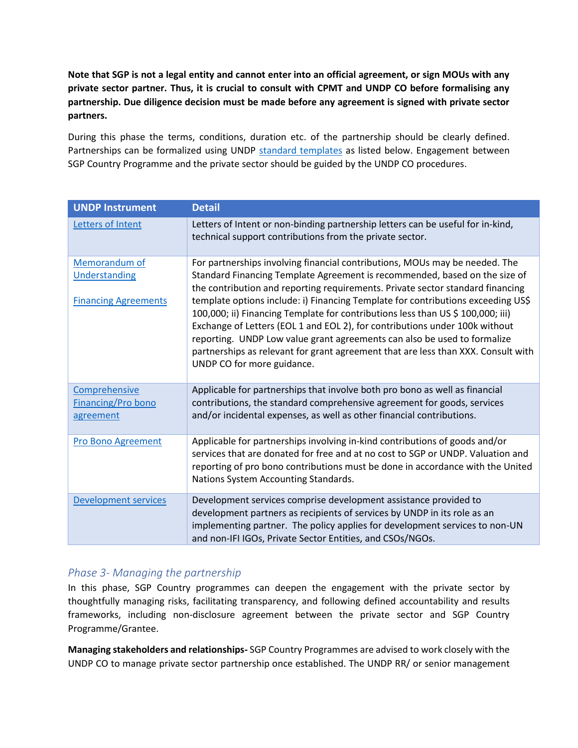**Note that SGP is not a legal entity and cannot enter into an official agreement, or sign MOUs with any private sector partner. Thus, it is crucial to consult with CPMT and UNDP CO before formalising any partnership. Due diligence decision must be made before any agreement is signed with private sector partners.**

During this phase the terms, conditions, duration etc. of the partnership should be clearly defined. Partnerships can be formalized using UNDP [standard templates] as listed below. Engagement between SGP Country Programme and the private sector should be guided by the UNDP CO procedures.

| UNDP Instrument | Detail |
|---|---|
| Letters of Intent | Letters of Intent or non-binding partnership letters can be useful for in-kind, technical support contributions from the private sector. |
| Memorandum of Understanding<br><br>Financing Agreements | For partnerships involving financial contributions, MOUs may be needed. The Standard Financing Template Agreement is recommended, based on the size of the contribution and reporting requirements. Private sector standard financing template options include: i) Financing Template for contributions exceeding US$ 100,000; ii) Financing Template for contributions less than US $ 100,000; iii) Exchange of Letters (EOL 1 and EOL 2), for contributions under 100k without reporting. UNDP Low value grant agreements can also be used to formalize partnerships as relevant for grant agreement that are less than XXX. Consult with UNDP CO for more guidance. |
| Comprehensive Financing/Pro bono agreement | Applicable for partnerships that involve both pro bono as well as financial contributions, the standard comprehensive agreement for goods, services and/or incidental expenses, as well as other financial contributions. |
| Pro Bono Agreement | Applicable for partnerships involving in-kind contributions of goods and/or services that are donated for free and at no cost to SGP or UNDP. Valuation and reporting of pro bono contributions must be done in accordance with the United Nations System Accounting Standards. |
| Development services | Development services comprise development assistance provided to development partners as recipients of services by UNDP in its role as an implementing partner. The policy applies for development services to non-UN and non-IFI IGOs, Private Sector Entities, and CSOs/NGOs. |

### *Phase 3- Managing the partnership*

In this phase, SGP Country programmes can deepen the engagement with the private sector by thoughtfully managing risks, facilitating transparency, and following defined accountability and results frameworks, including non-disclosure agreement between the private sector and SGP Country Programme/Grantee.

**Managing stakeholders and relationships-** SGP Country Programmes are advised to work closely with the UNDP CO to manage private sector partnership once established. The UNDP RR/ or senior management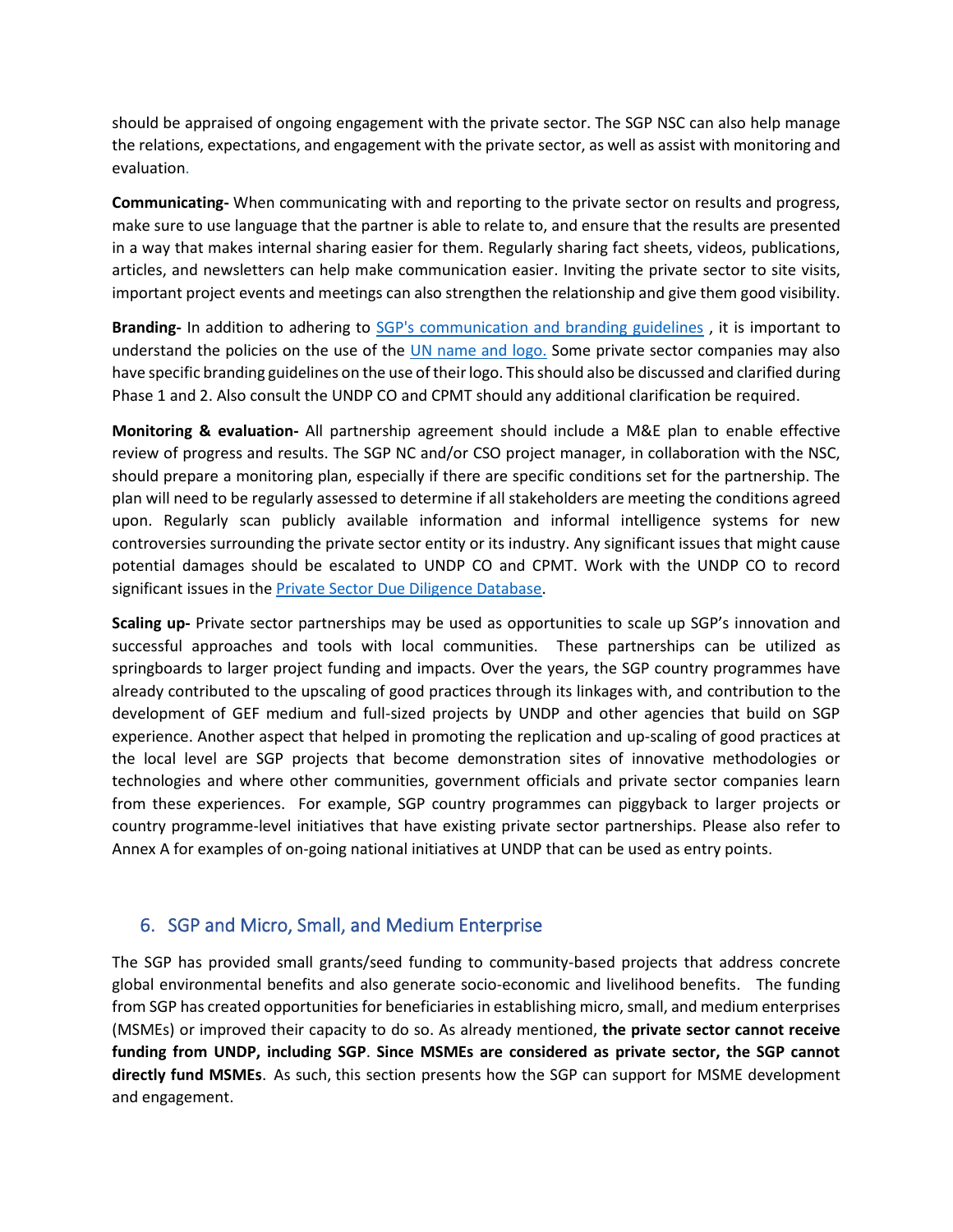should be appraised of ongoing engagement with the private sector. The SGP NSC can also help manage the relations, expectations, and engagement with the private sector, as well as assist with monitoring and evaluation.

**Communicating-** When communicating with and reporting to the private sector on results and progress, make sure to use language that the partner is able to relate to, and ensure that the results are presented in a way that makes internal sharing easier for them. Regularly sharing fact sheets, videos, publications, articles, and newsletters can help make communication easier. Inviting the private sector to site visits, important project events and meetings can also strengthen the relationship and give them good visibility.

**Branding-** In addition to adhering to SGP's communication and branding guidelines , it is important to understand the policies on the use of the UN name and logo. Some private sector companies may also have specific branding guidelines on the use of their logo. This should also be discussed and clarified during Phase 1 and 2. Also consult the UNDP CO and CPMT should any additional clarification be required.

**Monitoring & evaluation-** All partnership agreement should include a M&E plan to enable effective review of progress and results. The SGP NC and/or CSO project manager, in collaboration with the NSC, should prepare a monitoring plan, especially if there are specific conditions set for the partnership. The plan will need to be regularly assessed to determine if all stakeholders are meeting the conditions agreed upon. Regularly scan publicly available information and informal intelligence systems for new controversies surrounding the private sector entity or its industry. Any significant issues that might cause potential damages should be escalated to UNDP CO and CPMT. Work with the UNDP CO to record significant issues in the Private Sector Due Diligence Database.

**Scaling up-** Private sector partnerships may be used as opportunities to scale up SGP's innovation and successful approaches and tools with local communities. These partnerships can be utilized as springboards to larger project funding and impacts. Over the years, the SGP country programmes have already contributed to the upscaling of good practices through its linkages with, and contribution to the development of GEF medium and full-sized projects by UNDP and other agencies that build on SGP experience. Another aspect that helped in promoting the replication and up-scaling of good practices at the local level are SGP projects that become demonstration sites of innovative methodologies or technologies and where other communities, government officials and private sector companies learn from these experiences. For example, SGP country programmes can piggyback to larger projects or country programme-level initiatives that have existing private sector partnerships. Please also refer to Annex A for examples of on-going national initiatives at UNDP that can be used as entry points.

## 6. SGP and Micro, Small, and Medium Enterprise

The SGP has provided small grants/seed funding to community-based projects that address concrete global environmental benefits and also generate socio-economic and livelihood benefits. The funding from SGP has created opportunities for beneficiaries in establishing micro, small, and medium enterprises (MSMEs) or improved their capacity to do so. As already mentioned, **the private sector cannot receive funding from UNDP, including SGP**. **Since MSMEs are considered as private sector, the SGP cannot directly fund MSMEs**. As such, this section presents how the SGP can support for MSME development and engagement.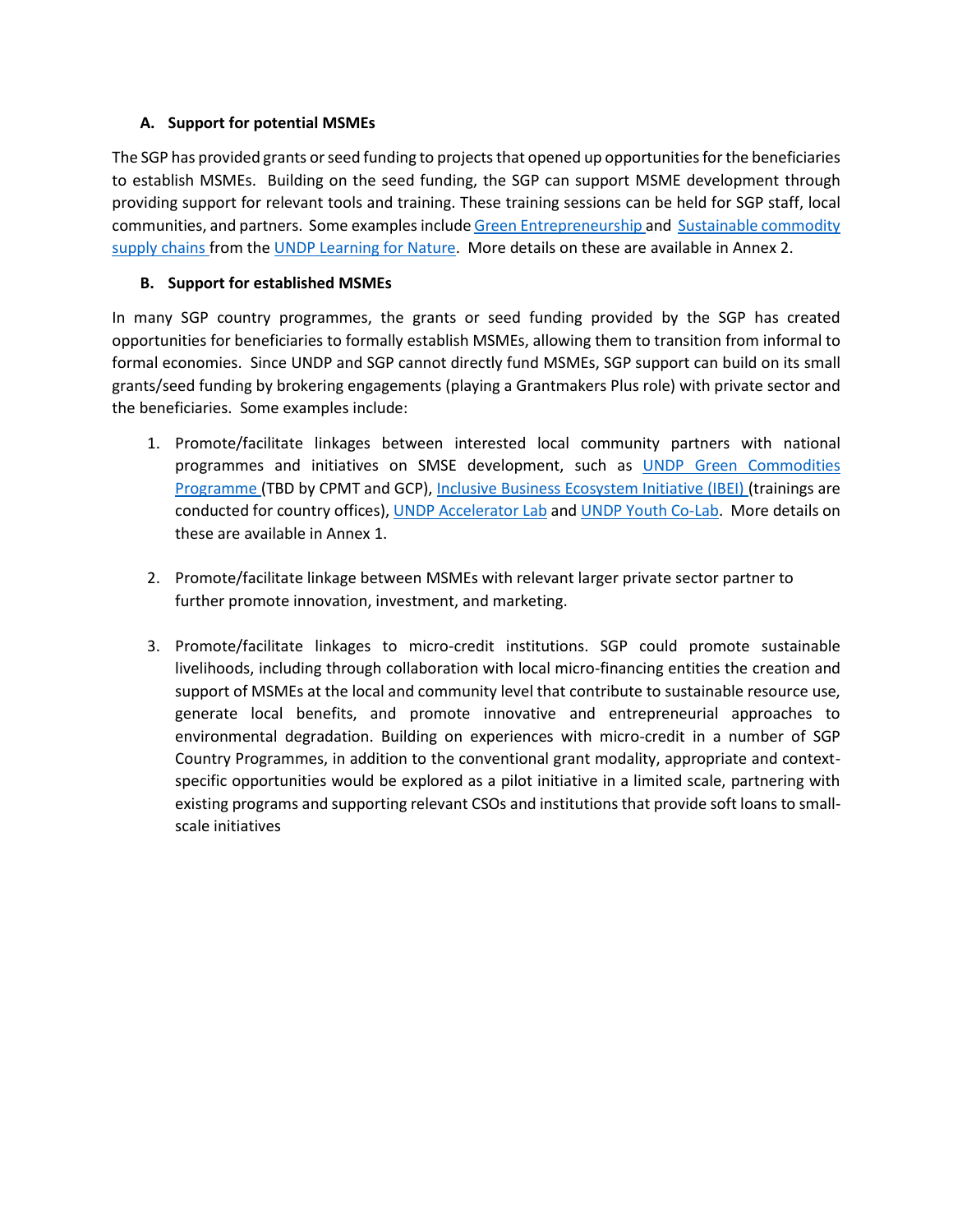### A. Support for potential MSMEs

The SGP has provided grants or seed funding to projects that opened up opportunities for the beneficiaries to establish MSMEs. Building on the seed funding, the SGP can support MSME development through providing support for relevant tools and training. These training sessions can be held for SGP staff, local communities, and partners. Some examples include Green Entrepreneurship and Sustainable commodity supply chains from the UNDP Learning for Nature. More details on these are available in Annex 2.

### B. Support for established MSMEs

In many SGP country programmes, the grants or seed funding provided by the SGP has created opportunities for beneficiaries to formally establish MSMEs, allowing them to transition from informal to formal economies. Since UNDP and SGP cannot directly fund MSMEs, SGP support can build on its small grants/seed funding by brokering engagements (playing a Grantmakers Plus role) with private sector and the beneficiaries. Some examples include:

1. Promote/facilitate linkages between interested local community partners with national programmes and initiatives on SMSE development, such as UNDP Green Commodities Programme (TBD by CPMT and GCP), Inclusive Business Ecosystem Initiative (IBEI) (trainings are conducted for country offices), UNDP Accelerator Lab and UNDP Youth Co-Lab. More details on these are available in Annex 1.

2. Promote/facilitate linkage between MSMEs with relevant larger private sector partner to further promote innovation, investment, and marketing.

3. Promote/facilitate linkages to micro-credit institutions. SGP could promote sustainable livelihoods, including through collaboration with local micro-financing entities the creation and support of MSMEs at the local and community level that contribute to sustainable resource use, generate local benefits, and promote innovative and entrepreneurial approaches to environmental degradation. Building on experiences with micro-credit in a number of SGP Country Programmes, in addition to the conventional grant modality, appropriate and context-specific opportunities would be explored as a pilot initiative in a limited scale, partnering with existing programs and supporting relevant CSOs and institutions that provide soft loans to small-scale initiatives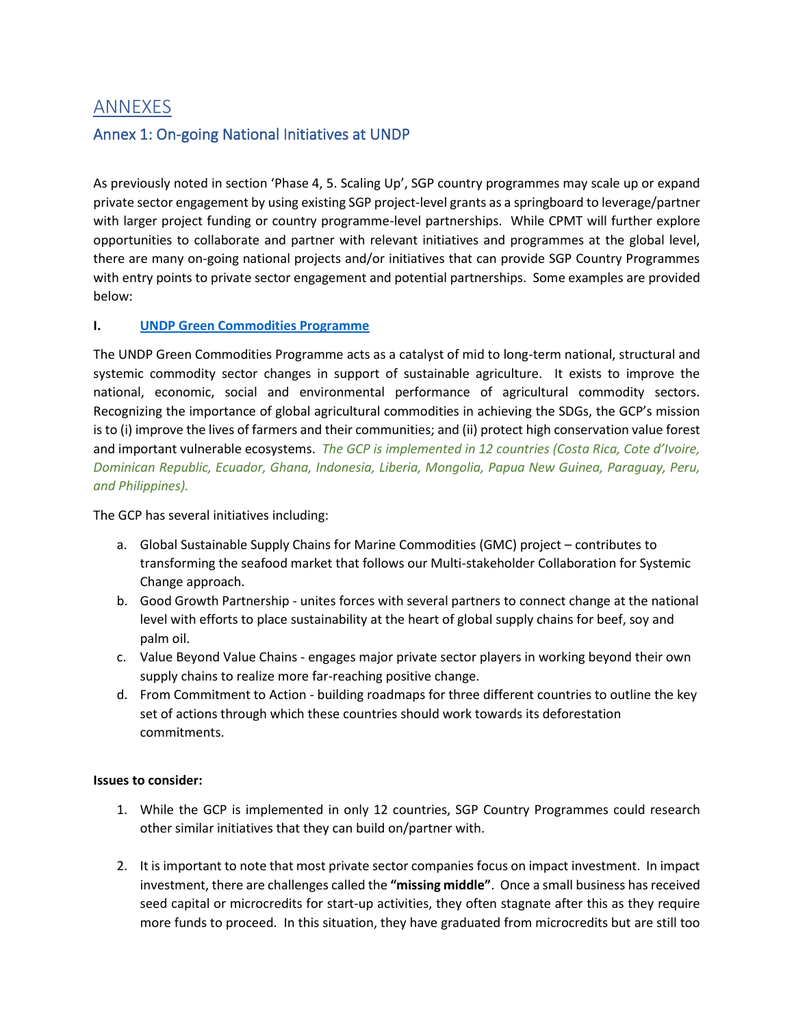# ANNEXES

## Annex 1: On-going National Initiatives at UNDP

As previously noted in section 'Phase 4, 5. Scaling Up', SGP country programmes may scale up or expand private sector engagement by using existing SGP project-level grants as a springboard to leverage/partner with larger project funding or country programme-level partnerships. While CPMT will further explore opportunities to collaborate and partner with relevant initiatives and programmes at the global level, there are many on-going national projects and/or initiatives that can provide SGP Country Programmes with entry points to private sector engagement and potential partnerships. Some examples are provided below:

**I. UNDP Green Commodities Programme**

The UNDP Green Commodities Programme acts as a catalyst of mid to long-term national, structural and systemic commodity sector changes in support of sustainable agriculture. It exists to improve the national, economic, social and environmental performance of agricultural commodity sectors. Recognizing the importance of global agricultural commodities in achieving the SDGs, the GCP's mission is to (i) improve the lives of farmers and their communities; and (ii) protect high conservation value forest and important vulnerable ecosystems. *The GCP is implemented in 12 countries (Costa Rica, Cote d'Ivoire, Dominican Republic, Ecuador, Ghana, Indonesia, Liberia, Mongolia, Papua New Guinea, Paraguay, Peru, and Philippines).*

The GCP has several initiatives including:

a. Global Sustainable Supply Chains for Marine Commodities (GMC) project – contributes to transforming the seafood market that follows our Multi-stakeholder Collaboration for Systemic Change approach.
b. Good Growth Partnership - unites forces with several partners to connect change at the national level with efforts to place sustainability at the heart of global supply chains for beef, soy and palm oil.
c. Value Beyond Value Chains - engages major private sector players in working beyond their own supply chains to realize more far-reaching positive change.
d. From Commitment to Action - building roadmaps for three different countries to outline the key set of actions through which these countries should work towards its deforestation commitments.

**Issues to consider:**

1. While the GCP is implemented in only 12 countries, SGP Country Programmes could research other similar initiatives that they can build on/partner with.

2. It is important to note that most private sector companies focus on impact investment. In impact investment, there are challenges called the **"missing middle"**. Once a small business has received seed capital or microcredits for start-up activities, they often stagnate after this as they require more funds to proceed. In this situation, they have graduated from microcredits but are still too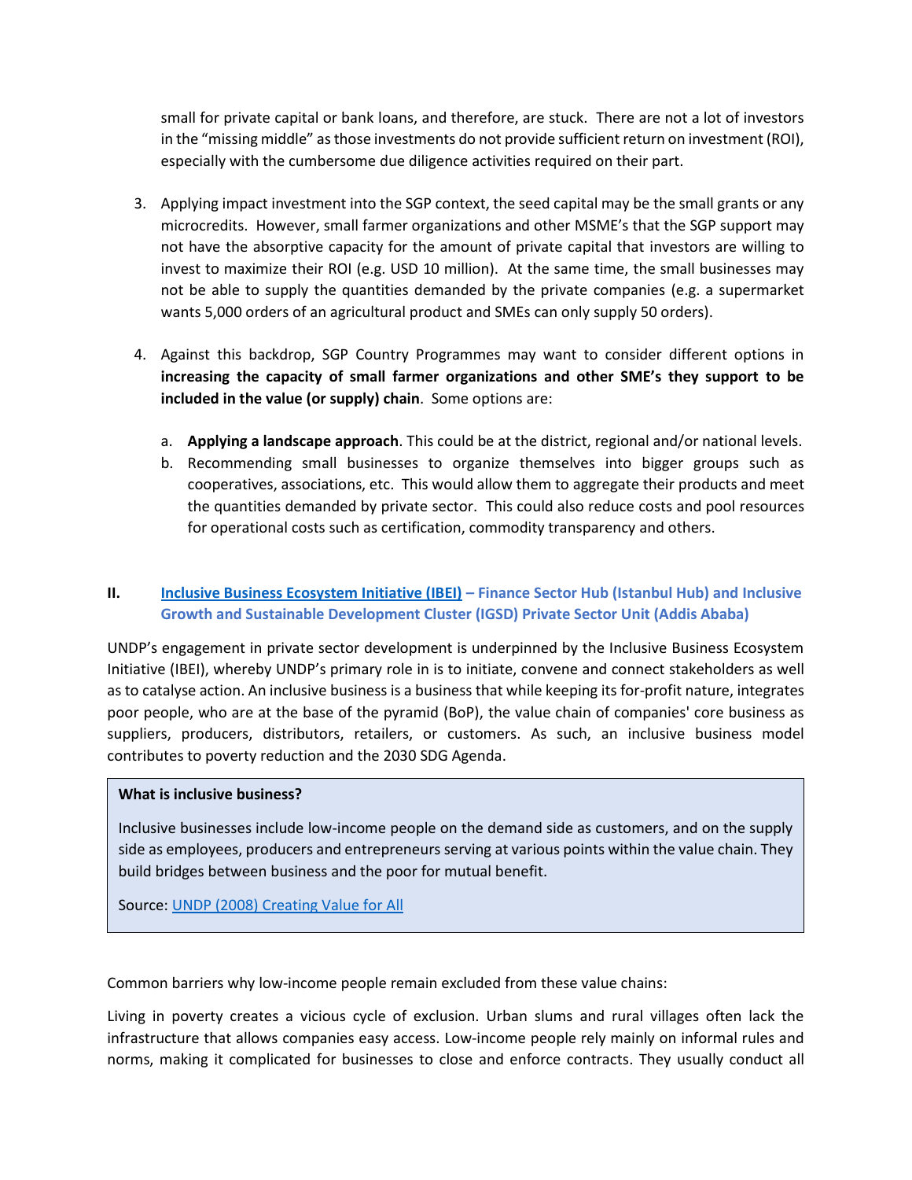small for private capital or bank loans, and therefore, are stuck. There are not a lot of investors in the "missing middle" as those investments do not provide sufficient return on investment (ROI), especially with the cumbersome due diligence activities required on their part.

3. Applying impact investment into the SGP context, the seed capital may be the small grants or any microcredits. However, small farmer organizations and other MSME's that the SGP support may not have the absorptive capacity for the amount of private capital that investors are willing to invest to maximize their ROI (e.g. USD 10 million). At the same time, the small businesses may not be able to supply the quantities demanded by the private companies (e.g. a supermarket wants 5,000 orders of an agricultural product and SMEs can only supply 50 orders).

4. Against this backdrop, SGP Country Programmes may want to consider different options in **increasing the capacity of small farmer organizations and other SME's they support to be included in the value (or supply) chain**. Some options are:

   a. **Applying a landscape approach**. This could be at the district, regional and/or national levels.
   b. Recommending small businesses to organize themselves into bigger groups such as cooperatives, associations, etc. This would allow them to aggregate their products and meet the quantities demanded by private sector. This could also reduce costs and pool resources for operational costs such as certification, commodity transparency and others.

## II. Inclusive Business Ecosystem Initiative (IBEI) – Finance Sector Hub (Istanbul Hub) and Inclusive Growth and Sustainable Development Cluster (IGSD) Private Sector Unit (Addis Ababa)

UNDP's engagement in private sector development is underpinned by the Inclusive Business Ecosystem Initiative (IBEI), whereby UNDP's primary role in is to initiate, convene and connect stakeholders as well as to catalyse action. An inclusive business is a business that while keeping its for-profit nature, integrates poor people, who are at the base of the pyramid (BoP), the value chain of companies' core business as suppliers, producers, distributors, retailers, or customers. As such, an inclusive business model contributes to poverty reduction and the 2030 SDG Agenda.

> **What is inclusive business?**
>
> Inclusive businesses include low-income people on the demand side as customers, and on the supply side as employees, producers and entrepreneurs serving at various points within the value chain. They build bridges between business and the poor for mutual benefit.
>
> Source: UNDP (2008) Creating Value for All

Common barriers why low-income people remain excluded from these value chains:

Living in poverty creates a vicious cycle of exclusion. Urban slums and rural villages often lack the infrastructure that allows companies easy access. Low-income people rely mainly on informal rules and norms, making it complicated for businesses to close and enforce contracts. They usually conduct all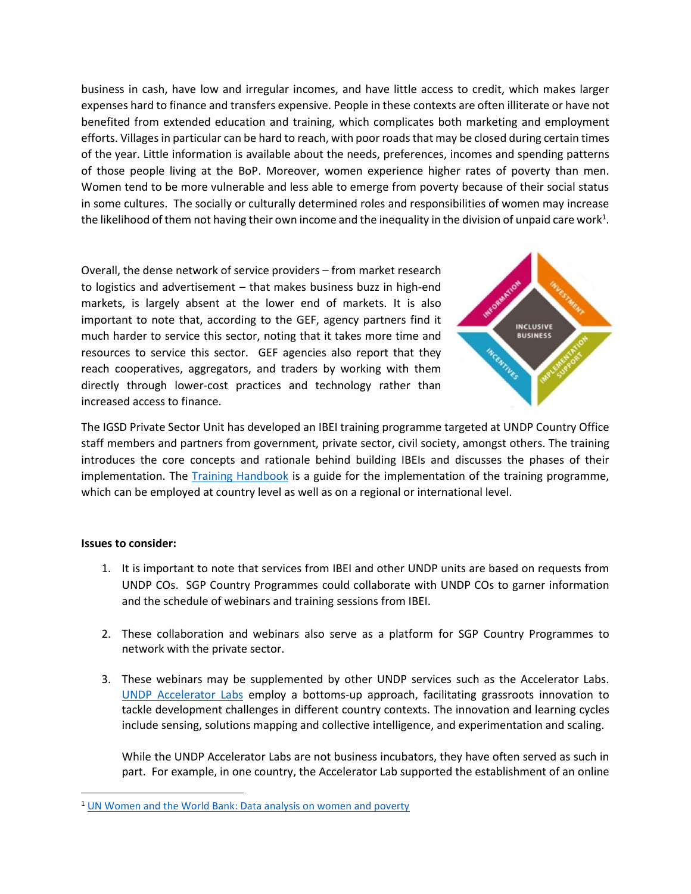business in cash, have low and irregular incomes, and have little access to credit, which makes larger expenses hard to finance and transfers expensive. People in these contexts are often illiterate or have not benefited from extended education and training, which complicates both marketing and employment efforts. Villages in particular can be hard to reach, with poor roads that may be closed during certain times of the year. Little information is available about the needs, preferences, incomes and spending patterns of those people living at the BoP. Moreover, women experience higher rates of poverty than men. Women tend to be more vulnerable and less able to emerge from poverty because of their social status in some cultures. The socially or culturally determined roles and responsibilities of women may increase the likelihood of them not having their own income and the inequality in the division of unpaid care work[1].

Overall, the dense network of service providers – from market research to logistics and advertisement – that makes business buzz in high-end markets, is largely absent at the lower end of markets. It is also important to note that, according to the GEF, agency partners find it much harder to service this sector, noting that it takes more time and resources to service this sector. GEF agencies also report that they reach cooperatives, aggregators, and traders by working with them directly through lower-cost practices and technology rather than increased access to finance.

The IGSD Private Sector Unit has developed an IBEI training programme targeted at UNDP Country Office staff members and partners from government, private sector, civil society, amongst others. The training introduces the core concepts and rationale behind building IBEIs and discusses the phases of their implementation. The Training Handbook is a guide for the implementation of the training programme, which can be employed at country level as well as on a regional or international level.

**Issues to consider:**

1. It is important to note that services from IBEI and other UNDP units are based on requests from UNDP COs. SGP Country Programmes could collaborate with UNDP COs to garner information and the schedule of webinars and training sessions from IBEI.

2. These collaboration and webinars also serve as a platform for SGP Country Programmes to network with the private sector.

3. These webinars may be supplemented by other UNDP services such as the Accelerator Labs. UNDP Accelerator Labs employ a bottoms-up approach, facilitating grassroots innovation to tackle development challenges in different country contexts. The innovation and learning cycles include sensing, solutions mapping and collective intelligence, and experimentation and scaling.

   While the UNDP Accelerator Labs are not business incubators, they have often served as such in part. For example, in one country, the Accelerator Lab supported the establishment of an online

[1] UN Women and the World Bank: Data analysis on women and poverty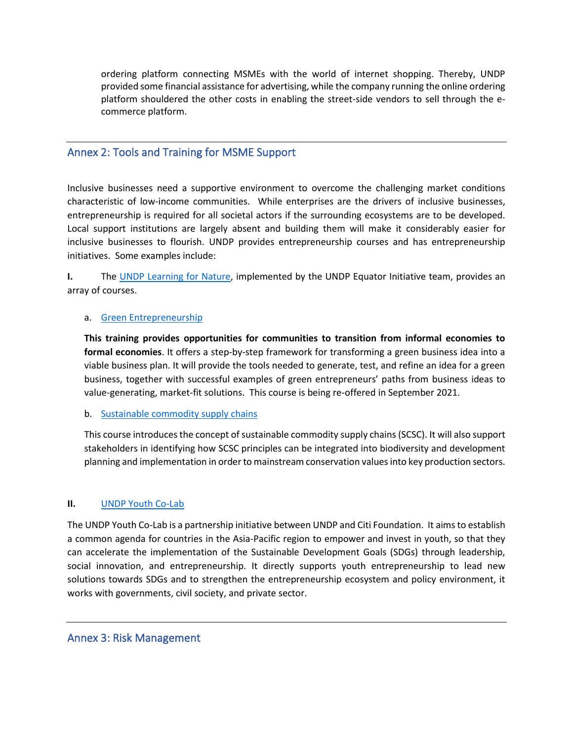ordering platform connecting MSMEs with the world of internet shopping. Thereby, UNDP provided some financial assistance for advertising, while the company running the online ordering platform shouldered the other costs in enabling the street-side vendors to sell through the e-commerce platform.

## Annex 2: Tools and Training for MSME Support

Inclusive businesses need a supportive environment to overcome the challenging market conditions characteristic of low-income communities. While enterprises are the drivers of inclusive businesses, entrepreneurship is required for all societal actors if the surrounding ecosystems are to be developed. Local support institutions are largely absent and building them will make it considerably easier for inclusive businesses to flourish. UNDP provides entrepreneurship courses and has entrepreneurship initiatives. Some examples include:

**I.** The UNDP Learning for Nature, implemented by the UNDP Equator Initiative team, provides an array of courses.

a. Green Entrepreneurship

**This training provides opportunities for communities to transition from informal economies to formal economies**. It offers a step-by-step framework for transforming a green business idea into a viable business plan. It will provide the tools needed to generate, test, and refine an idea for a green business, together with successful examples of green entrepreneurs' paths from business ideas to value-generating, market-fit solutions. This course is being re-offered in September 2021.

b. Sustainable commodity supply chains

This course introduces the concept of sustainable commodity supply chains (SCSC). It will also support stakeholders in identifying how SCSC principles can be integrated into biodiversity and development planning and implementation in order to mainstream conservation values into key production sectors.

**II.** UNDP Youth Co-Lab

The UNDP Youth Co-Lab is a partnership initiative between UNDP and Citi Foundation. It aims to establish a common agenda for countries in the Asia-Pacific region to empower and invest in youth, so that they can accelerate the implementation of the Sustainable Development Goals (SDGs) through leadership, social innovation, and entrepreneurship. It directly supports youth entrepreneurship to lead new solutions towards SDGs and to strengthen the entrepreneurship ecosystem and policy environment, it works with governments, civil society, and private sector.

## Annex 3: Risk Management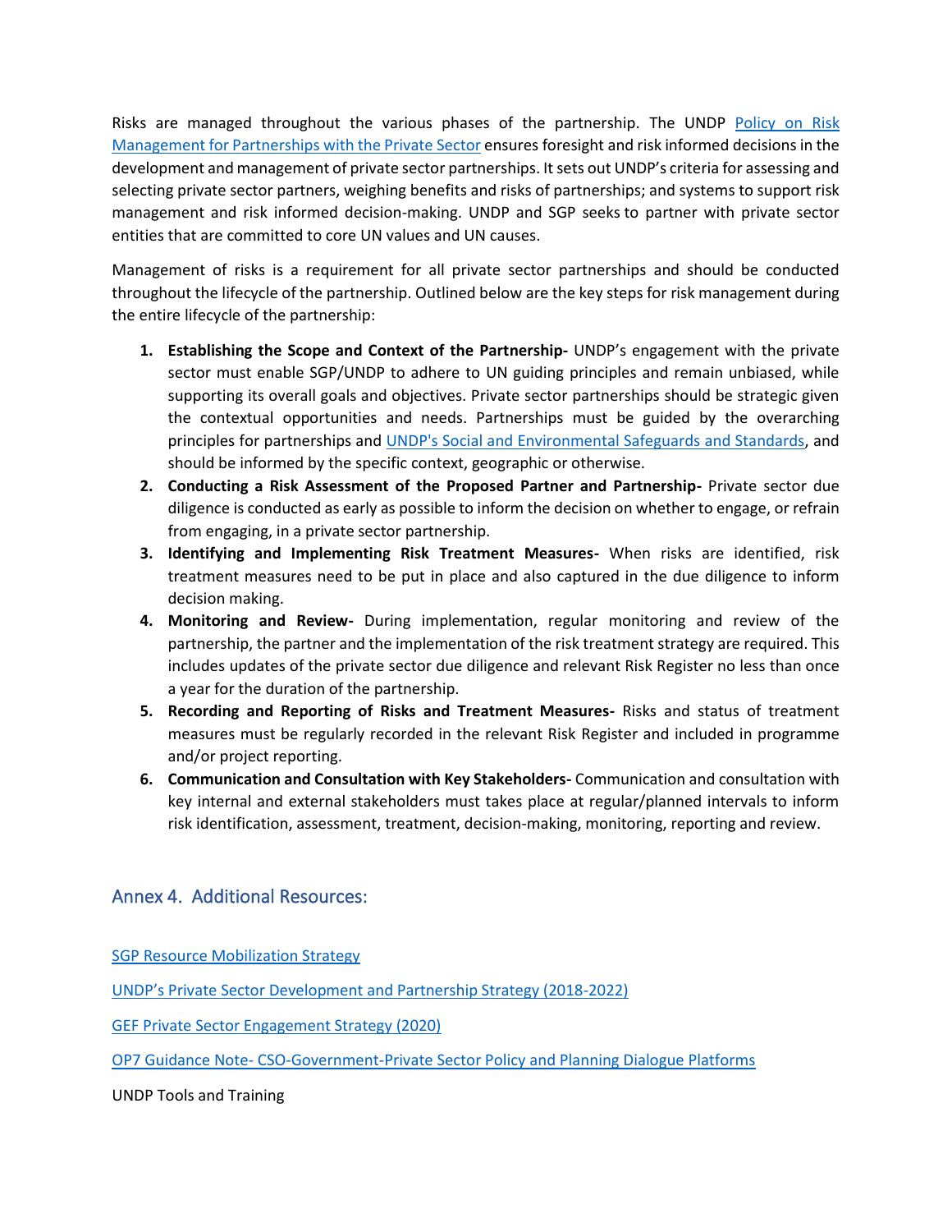Risks are managed throughout the various phases of the partnership. The UNDP Policy on Risk Management for Partnerships with the Private Sector ensures foresight and risk informed decisions in the development and management of private sector partnerships. It sets out UNDP's criteria for assessing and selecting private sector partners, weighing benefits and risks of partnerships; and systems to support risk management and risk informed decision-making. UNDP and SGP seeks to partner with private sector entities that are committed to core UN values and UN causes.

Management of risks is a requirement for all private sector partnerships and should be conducted throughout the lifecycle of the partnership. Outlined below are the key steps for risk management during the entire lifecycle of the partnership:

1. **Establishing the Scope and Context of the Partnership-** UNDP's engagement with the private sector must enable SGP/UNDP to adhere to UN guiding principles and remain unbiased, while supporting its overall goals and objectives. Private sector partnerships should be strategic given the contextual opportunities and needs. Partnerships must be guided by the overarching principles for partnerships and UNDP's Social and Environmental Safeguards and Standards, and should be informed by the specific context, geographic or otherwise.
2. **Conducting a Risk Assessment of the Proposed Partner and Partnership-** Private sector due diligence is conducted as early as possible to inform the decision on whether to engage, or refrain from engaging, in a private sector partnership.
3. **Identifying and Implementing Risk Treatment Measures-** When risks are identified, risk treatment measures need to be put in place and also captured in the due diligence to inform decision making.
4. **Monitoring and Review-** During implementation, regular monitoring and review of the partnership, the partner and the implementation of the risk treatment strategy are required. This includes updates of the private sector due diligence and relevant Risk Register no less than once a year for the duration of the partnership.
5. **Recording and Reporting of Risks and Treatment Measures-** Risks and status of treatment measures must be regularly recorded in the relevant Risk Register and included in programme and/or project reporting.
6. **Communication and Consultation with Key Stakeholders-** Communication and consultation with key internal and external stakeholders must takes place at regular/planned intervals to inform risk identification, assessment, treatment, decision-making, monitoring, reporting and review.

## Annex 4. Additional Resources:

SGP Resource Mobilization Strategy

UNDP's Private Sector Development and Partnership Strategy (2018-2022)

GEF Private Sector Engagement Strategy (2020)

OP7 Guidance Note- CSO-Government-Private Sector Policy and Planning Dialogue Platforms

UNDP Tools and Training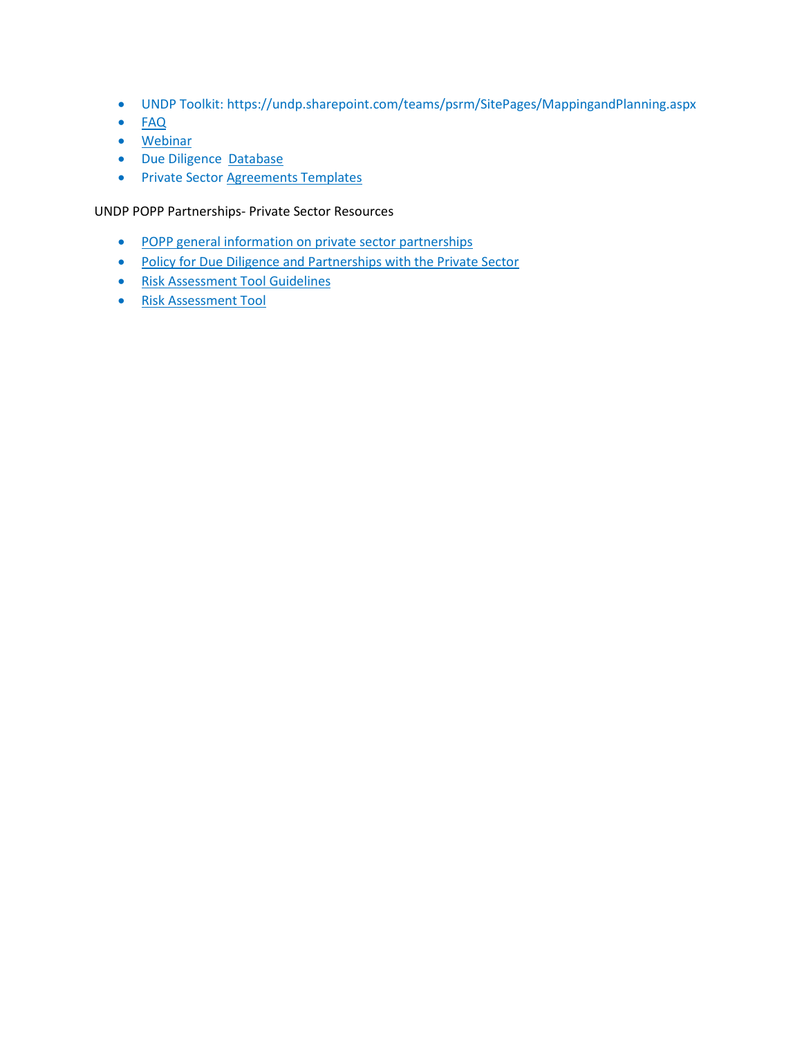- UNDP Toolkit: https://undp.sharepoint.com/teams/psrm/SitePages/MappingandPlanning.aspx
- FAQ
- Webinar
- Due Diligence  Database
- Private Sector Agreements Templates

UNDP POPP Partnerships- Private Sector Resources

- POPP general information on private sector partnerships
- Policy for Due Diligence and Partnerships with the Private Sector
- Risk Assessment Tool Guidelines
- Risk Assessment Tool